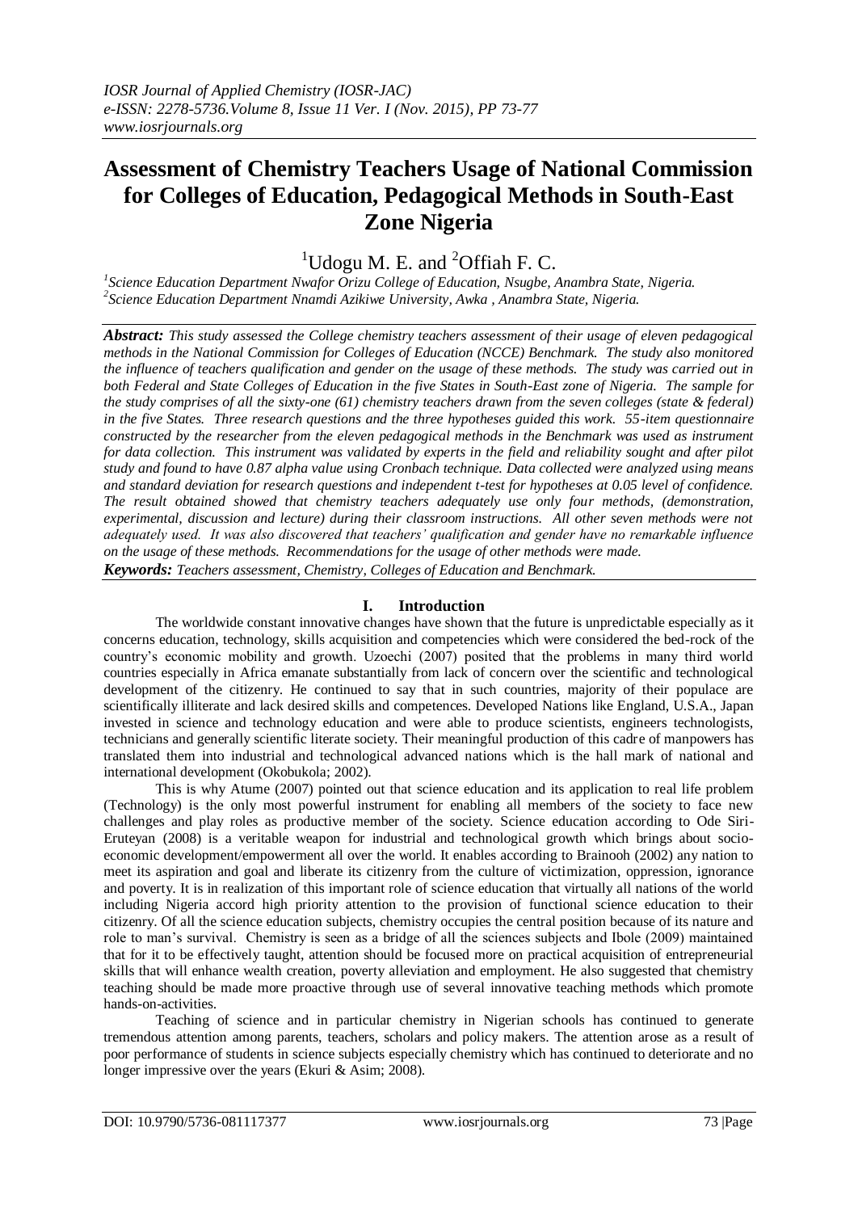# Assessment of Chemistry Teachers Usage of National Commission for Colleges of Education, Pedagogical Methods in South-East Zone Nigeria

[1]Udogu M. E. and [2]Offiah F. C.

*[1]Science Education Department Nwafor Orizu College of Education, Nsugbe, Anambra State, Nigeria.*
*[2]Science Education Department Nnamdi Azikiwe University, Awka , Anambra State, Nigeria.*

***Abstract:*** *This study assessed the College chemistry teachers assessment of their usage of eleven pedagogical methods in the National Commission for Colleges of Education (NCCE) Benchmark. The study also monitored the influence of teachers qualification and gender on the usage of these methods. The study was carried out in both Federal and State Colleges of Education in the five States in South-East zone of Nigeria. The sample for the study comprises of all the sixty-one (61) chemistry teachers drawn from the seven colleges (state & federal) in the five States. Three research questions and the three hypotheses guided this work. 55-item questionnaire constructed by the researcher from the eleven pedagogical methods in the Benchmark was used as instrument for data collection. This instrument was validated by experts in the field and reliability sought and after pilot study and found to have 0.87 alpha value using Cronbach technique. Data collected were analyzed using means and standard deviation for research questions and independent t-test for hypotheses at 0.05 level of confidence. The result obtained showed that chemistry teachers adequately use only four methods, (demonstration, experimental, discussion and lecture) during their classroom instructions. All other seven methods were not adequately used. It was also discovered that teachers' qualification and gender have no remarkable influence on the usage of these methods. Recommendations for the usage of other methods were made.*

***Keywords:*** *Teachers assessment, Chemistry, Colleges of Education and Benchmark.*

## I. Introduction

The worldwide constant innovative changes have shown that the future is unpredictable especially as it concerns education, technology, skills acquisition and competencies which were considered the bed-rock of the country's economic mobility and growth. Uzoechi (2007) posited that the problems in many third world countries especially in Africa emanate substantially from lack of concern over the scientific and technological development of the citizenry. He continued to say that in such countries, majority of their populace are scientifically illiterate and lack desired skills and competences. Developed Nations like England, U.S.A., Japan invested in science and technology education and were able to produce scientists, engineers technologists, technicians and generally scientific literate society. Their meaningful production of this cadre of manpowers has translated them into industrial and technological advanced nations which is the hall mark of national and international development (Okobukola; 2002).

This is why Atume (2007) pointed out that science education and its application to real life problem (Technology) is the only most powerful instrument for enabling all members of the society to face new challenges and play roles as productive member of the society. Science education according to Ode Siri-Eruteyan (2008) is a veritable weapon for industrial and technological growth which brings about socio-economic development/empowerment all over the world. It enables according to Brainooh (2002) any nation to meet its aspiration and goal and liberate its citizenry from the culture of victimization, oppression, ignorance and poverty. It is in realization of this important role of science education that virtually all nations of the world including Nigeria accord high priority attention to the provision of functional science education to their citizenry. Of all the science education subjects, chemistry occupies the central position because of its nature and role to man's survival. Chemistry is seen as a bridge of all the sciences subjects and Ibole (2009) maintained that for it to be effectively taught, attention should be focused more on practical acquisition of entrepreneurial skills that will enhance wealth creation, poverty alleviation and employment. He also suggested that chemistry teaching should be made more proactive through use of several innovative teaching methods which promote hands-on-activities.

Teaching of science and in particular chemistry in Nigerian schools has continued to generate tremendous attention among parents, teachers, scholars and policy makers. The attention arose as a result of poor performance of students in science subjects especially chemistry which has continued to deteriorate and no longer impressive over the years (Ekuri & Asim; 2008).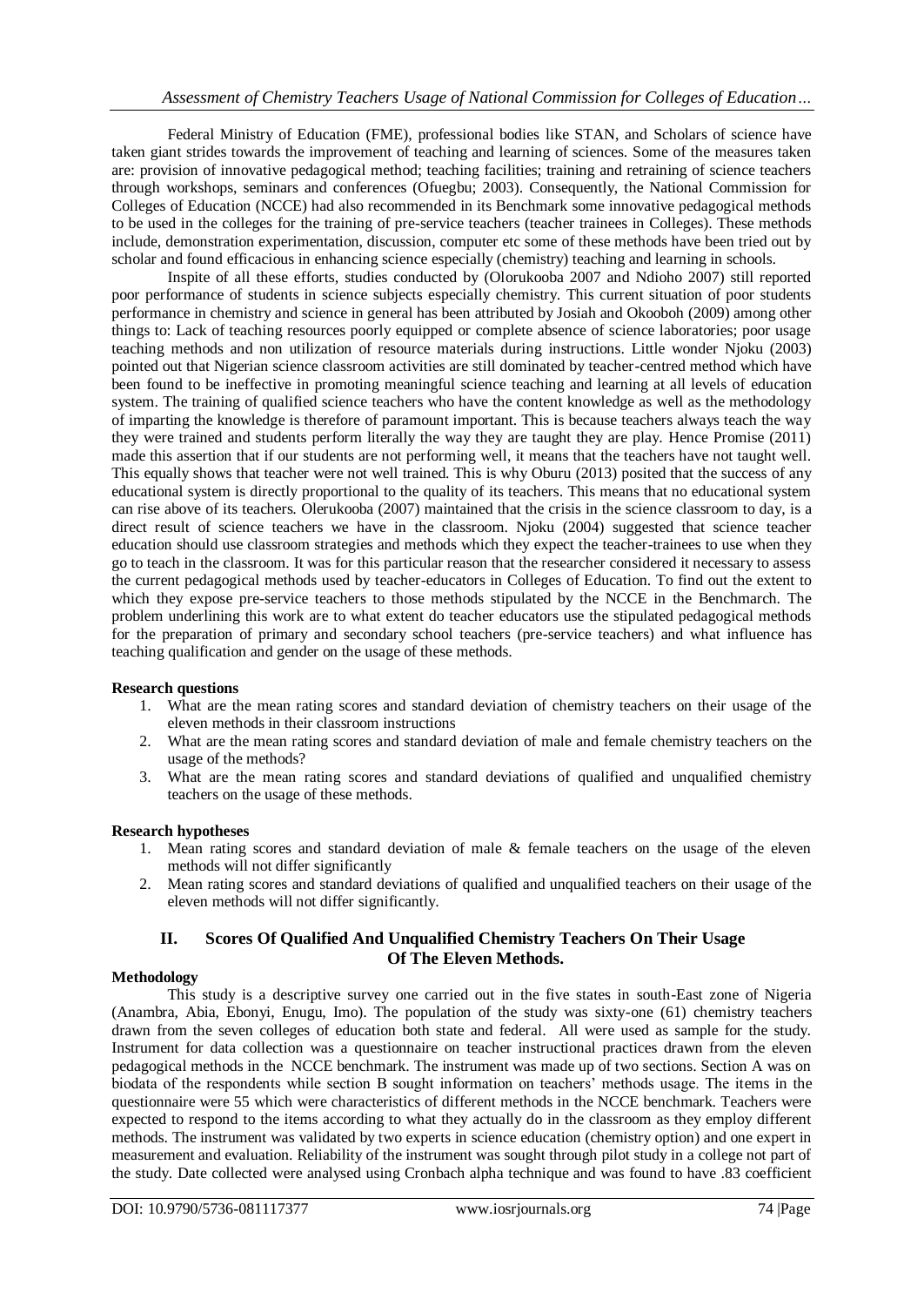Federal Ministry of Education (FME), professional bodies like STAN, and Scholars of science have taken giant strides towards the improvement of teaching and learning of sciences. Some of the measures taken are: provision of innovative pedagogical method; teaching facilities; training and retraining of science teachers through workshops, seminars and conferences (Ofuegbu; 2003). Consequently, the National Commission for Colleges of Education (NCCE) had also recommended in its Benchmark some innovative pedagogical methods to be used in the colleges for the training of pre-service teachers (teacher trainees in Colleges). These methods include, demonstration experimentation, discussion, computer etc some of these methods have been tried out by scholar and found efficacious in enhancing science especially (chemistry) teaching and learning in schools.

Inspite of all these efforts, studies conducted by (Olorukooba 2007 and Ndioho 2007) still reported poor performance of students in science subjects especially chemistry. This current situation of poor students performance in chemistry and science in general has been attributed by Josiah and Okooboh (2009) among other things to: Lack of teaching resources poorly equipped or complete absence of science laboratories; poor usage teaching methods and non utilization of resource materials during instructions. Little wonder Njoku (2003) pointed out that Nigerian science classroom activities are still dominated by teacher-centred method which have been found to be ineffective in promoting meaningful science teaching and learning at all levels of education system. The training of qualified science teachers who have the content knowledge as well as the methodology of imparting the knowledge is therefore of paramount important. This is because teachers always teach the way they were trained and students perform literally the way they are taught they are play. Hence Promise (2011) made this assertion that if our students are not performing well, it means that the teachers have not taught well. This equally shows that teacher were not well trained. This is why Oburu (2013) posited that the success of any educational system is directly proportional to the quality of its teachers. This means that no educational system can rise above of its teachers. Olerukooba (2007) maintained that the crisis in the science classroom to day, is a direct result of science teachers we have in the classroom. Njoku (2004) suggested that science teacher education should use classroom strategies and methods which they expect the teacher-trainees to use when they go to teach in the classroom. It was for this particular reason that the researcher considered it necessary to assess the current pedagogical methods used by teacher-educators in Colleges of Education. To find out the extent to which they expose pre-service teachers to those methods stipulated by the NCCE in the Benchmarch. The problem underlining this work are to what extent do teacher educators use the stipulated pedagogical methods for the preparation of primary and secondary school teachers (pre-service teachers) and what influence has teaching qualification and gender on the usage of these methods.

**Research questions**

1. What are the mean rating scores and standard deviation of chemistry teachers on their usage of the eleven methods in their classroom instructions
2. What are the mean rating scores and standard deviation of male and female chemistry teachers on the usage of the methods?
3. What are the mean rating scores and standard deviations of qualified and unqualified chemistry teachers on the usage of these methods.

**Research hypotheses**

1. Mean rating scores and standard deviation of male & female teachers on the usage of the eleven methods will not differ significantly
2. Mean rating scores and standard deviations of qualified and unqualified teachers on their usage of the eleven methods will not differ significantly.

## II. Scores Of Qualified And Unqualified Chemistry Teachers On Their Usage Of The Eleven Methods.

**Methodology**

This study is a descriptive survey one carried out in the five states in south-East zone of Nigeria (Anambra, Abia, Ebonyi, Enugu, Imo). The population of the study was sixty-one (61) chemistry teachers drawn from the seven colleges of education both state and federal. All were used as sample for the study. Instrument for data collection was a questionnaire on teacher instructional practices drawn from the eleven pedagogical methods in the NCCE benchmark. The instrument was made up of two sections. Section A was on biodata of the respondents while section B sought information on teachers' methods usage. The items in the questionnaire were 55 which were characteristics of different methods in the NCCE benchmark. Teachers were expected to respond to the items according to what they actually do in the classroom as they employ different methods. The instrument was validated by two experts in science education (chemistry option) and one expert in measurement and evaluation. Reliability of the instrument was sought through pilot study in a college not part of the study. Date collected were analysed using Cronbach alpha technique and was found to have .83 coefficient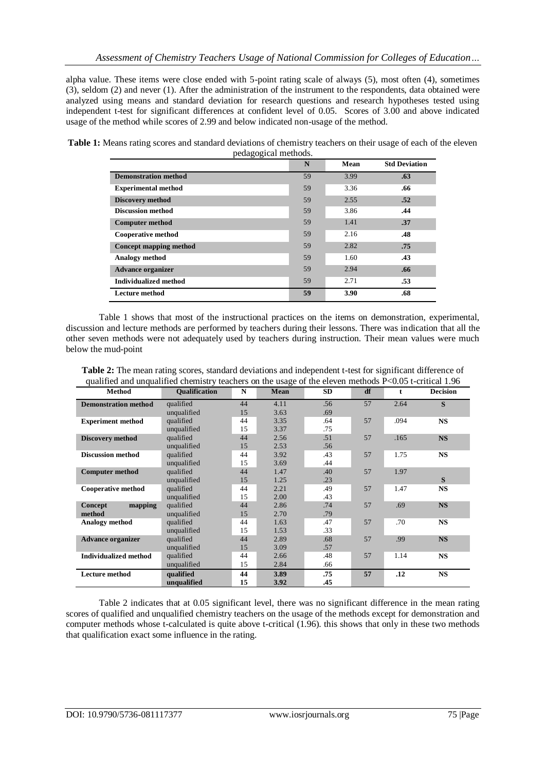alpha value. These items were close ended with 5-point rating scale of always (5), most often (4), sometimes (3), seldom (2) and never (1). After the administration of the instrument to the respondents, data obtained were analyzed using means and standard deviation for research questions and research hypotheses tested using independent t-test for significant differences at confident level of 0.05. Scores of 3.00 and above indicated usage of the method while scores of 2.99 and below indicated non-usage of the method.

**Table 1:** Means rating scores and standard deviations of chemistry teachers on their usage of each of the eleven pedagogical methods.

| | N | Mean | Std Deviation |
|---|---|---|---|
| **Demonstration method** | 59 | 3.99 | **.63** |
| **Experimental method** | 59 | 3.36 | **.66** |
| **Discovery method** | 59 | 2.55 | **.52** |
| **Discussion method** | 59 | 3.86 | **.44** |
| **Computer method** | 59 | 1.41 | **.37** |
| **Cooperative method** | 59 | 2.16 | **.48** |
| **Concept mapping method** | 59 | 2.82 | **.75** |
| **Analogy method** | 59 | 1.60 | **.43** |
| **Advance organizer** | 59 | 2.94 | **.66** |
| **Individualized method** | 59 | 2.71 | **.53** |
| **Lecture method** | **59** | **3.90** | **.68** |

Table 1 shows that most of the instructional practices on the items on demonstration, experimental, discussion and lecture methods are performed by teachers during their lessons. There was indication that all the other seven methods were not adequately used by teachers during instruction. Their mean values were much below the mud-point

**Table 2:** The mean rating scores, standard deviations and independent t-test for significant difference of qualified and unqualified chemistry teachers on the usage of the eleven methods P<0.05 t-critical 1.96

| Method | Qualification | N | Mean | SD | df | t | Decision |
|---|---|---|---|---|---|---|---|
| **Demonstration method** | qualified | 44 | 4.11 | .56 | 57 | 2.64 | **S** |
| | unqualified | 15 | 3.63 | .69 | | | |
| **Experiment method** | qualified | 44 | 3.35 | .64 | 57 | .094 | **NS** |
| | unqualified | 15 | 3.37 | .75 | | | |
| **Discovery method** | qualified | 44 | 2.56 | .51 | 57 | .165 | **NS** |
| | unqualified | 15 | 2.53 | .56 | | | |
| **Discussion method** | qualified | 44 | 3.92 | .43 | 57 | 1.75 | **NS** |
| | unqualified | 15 | 3.69 | .44 | | | |
| **Computer method** | qualified | 44 | 1.47 | .40 | 57 | 1.97 | |
| | unqualified | 15 | 1.25 | .23 | | | **S** |
| **Cooperative method** | qualified | 44 | 2.21 | .49 | 57 | 1.47 | **NS** |
| | unqualified | 15 | 2.00 | .43 | | | |
| **Concept mapping method** | qualified | 44 | 2.86 | .74 | 57 | .69 | **NS** |
| | unqualified | 15 | 2.70 | .79 | | | |
| **Analogy method** | qualified | 44 | 1.63 | .47 | 57 | .70 | **NS** |
| | unqualified | 15 | 1.53 | .33 | | | |
| **Advance organizer** | qualified | 44 | 2.89 | .68 | 57 | .99 | **NS** |
| | unqualified | 15 | 3.09 | .57 | | | |
| **Individualized method** | qualified | 44 | 2.66 | .48 | 57 | 1.14 | **NS** |
| | unqualified | 15 | 2.84 | .66 | | | |
| **Lecture method** | **qualified** | **44** | **3.89** | **.75** | **57** | **.12** | **NS** |
| | **unqualified** | **15** | **3.92** | **.45** | | | |

Table 2 indicates that at 0.05 significant level, there was no significant difference in the mean rating scores of qualified and unqualified chemistry teachers on the usage of the methods except for demonstration and computer methods whose t-calculated is quite above t-critical (1.96). this shows that only in these two methods that qualification exact some influence in the rating.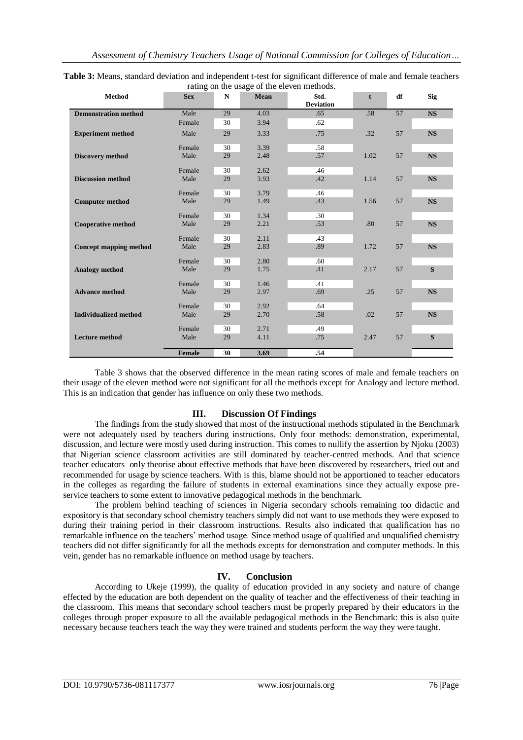**Table 3:** Means, standard deviation and independent t-test for significant difference of male and female teachers rating on the usage of the eleven methods.

| Method | Sex | N | Mean | Std. Deviation | t | df | Sig |
|---|---|---|---|---|---|---|---|
| **Demonstration method** | Male | 29 | 4.03 | .65 | .58 | 57 | **NS** |
| | Female | 30 | 3.94 | .62 | | | |
| **Experiment method** | Male | 29 | 3.33 | .75 | .32 | 57 | **NS** |
| | Female | 30 | 3.39 | .58 | | | |
| **Discovery method** | Male | 29 | 2.48 | .57 | 1.02 | 57 | **NS** |
| | Female | 30 | 2.62 | .46 | | | |
| **Discussion method** | Male | 29 | 3.93 | .42 | 1.14 | 57 | **NS** |
| | Female | 30 | 3.79 | .46 | | | |
| **Computer method** | Male | 29 | 1.49 | .43 | 1.56 | 57 | **NS** |
| | Female | 30 | 1.34 | .30 | | | |
| **Cooperative method** | Male | 29 | 2.21 | .53 | .80 | 57 | **NS** |
| | Female | 30 | 2.11 | .43 | | | |
| **Concept mapping method** | Male | 29 | 2.83 | .89 | 1.72 | 57 | **NS** |
| | Female | 30 | 2.80 | .60 | | | |
| **Analogy method** | Male | 29 | 1.75 | .41 | 2.17 | 57 | **S** |
| | Female | 30 | 1.46 | .41 | | | |
| **Advance method** | Male | 29 | 2.97 | .69 | .25 | 57 | **NS** |
| | Female | 30 | 2.92 | .64 | | | |
| **Individualized method** | Male | 29 | 2.70 | .58 | .02 | 57 | **NS** |
| | Female | 30 | 2.71 | .49 | | | |
| **Lecture method** | Male | 29 | 4.11 | .75 | 2.47 | 57 | **S** |
| | **Female** | **30** | **3.69** | **.54** | | | |

Table 3 shows that the observed difference in the mean rating scores of male and female teachers on their usage of the eleven method were not significant for all the methods except for Analogy and lecture method. This is an indication that gender has influence on only these two methods.

## III. Discussion Of Findings

The findings from the study showed that most of the instructional methods stipulated in the Benchmark were not adequately used by teachers during instructions. Only four methods: demonstration, experimental, discussion, and lecture were mostly used during instruction. This comes to nullify the assertion by Njoku (2003) that Nigerian science classroom activities are still dominated by teacher-centred methods. And that science teacher educators only theorise about effective methods that have been discovered by researchers, tried out and recommended for usage by science teachers. With is this, blame should not be apportioned to teacher educators in the colleges as regarding the failure of students in external examinations since they actually expose pre-service teachers to some extent to innovative pedagogical methods in the benchmark.

The problem behind teaching of sciences in Nigeria secondary schools remaining too didactic and expository is that secondary school chemistry teachers simply did not want to use methods they were exposed to during their training period in their classroom instructions. Results also indicated that qualification has no remarkable influence on the teachers' method usage. Since method usage of qualified and unqualified chemistry teachers did not differ significantly for all the methods excepts for demonstration and computer methods. In this vein, gender has no remarkable influence on method usage by teachers.

## IV. Conclusion

According to Ukeje (1999), the quality of education provided in any society and nature of change effected by the education are both dependent on the quality of teacher and the effectiveness of their teaching in the classroom. This means that secondary school teachers must be properly prepared by their educators in the colleges through proper exposure to all the available pedagogical methods in the Benchmark: this is also quite necessary because teachers teach the way they were trained and students perform the way they were taught.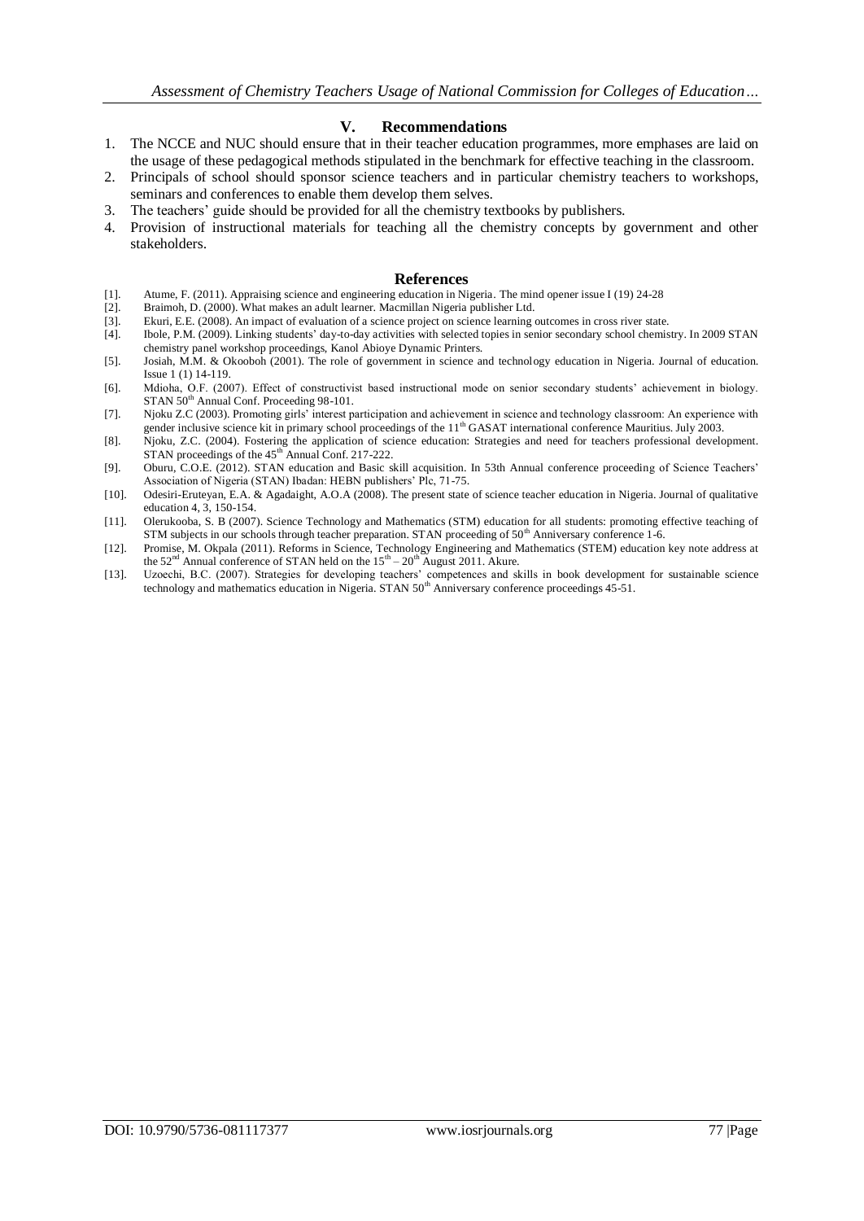## V. Recommendations

1. The NCCE and NUC should ensure that in their teacher education programmes, more emphases are laid on the usage of these pedagogical methods stipulated in the benchmark for effective teaching in the classroom.
2. Principals of school should sponsor science teachers and in particular chemistry teachers to workshops, seminars and conferences to enable them develop them selves.
3. The teachers' guide should be provided for all the chemistry textbooks by publishers.
4. Provision of instructional materials for teaching all the chemistry concepts by government and other stakeholders.

## References

[1]. Atume, F. (2011). Appraising science and engineering education in Nigeria. The mind opener issue I (19) 24-28

[2]. Braimoh, D. (2000). What makes an adult learner. Macmillan Nigeria publisher Ltd.

[3]. Ekuri, E.E. (2008). An impact of evaluation of a science project on science learning outcomes in cross river state.

[4]. Ibole, P.M. (2009). Linking students' day-to-day activities with selected topies in senior secondary school chemistry. In 2009 STAN chemistry panel workshop proceedings, Kanol Abioye Dynamic Printers.

[5]. Josiah, M.M. & Okooboh (2001). The role of government in science and technology education in Nigeria. Journal of education. Issue 1 (1) 14-119.

[6]. Mdioha, O.F. (2007). Effect of constructivist based instructional mode on senior secondary students' achievement in biology. STAN 50th Annual Conf. Proceeding 98-101.

[7]. Njoku Z.C (2003). Promoting girls' interest participation and achievement in science and technology classroom: An experience with gender inclusive science kit in primary school proceedings of the 11th GASAT international conference Mauritius. July 2003.

[8]. Njoku, Z.C. (2004). Fostering the application of science education: Strategies and need for teachers professional development. STAN proceedings of the 45th Annual Conf. 217-222.

[9]. Oburu, C.O.E. (2012). STAN education and Basic skill acquisition. In 53th Annual conference proceeding of Science Teachers' Association of Nigeria (STAN) Ibadan: HEBN publishers' Plc, 71-75.

[10]. Odesiri-Eruteyan, E.A. & Agadaight, A.O.A (2008). The present state of science teacher education in Nigeria. Journal of qualitative education 4, 3, 150-154.

[11]. Olerukooba, S. B (2007). Science Technology and Mathematics (STM) education for all students: promoting effective teaching of STM subjects in our schools through teacher preparation. STAN proceeding of 50th Anniversary conference 1-6.

[12]. Promise, M. Okpala (2011). Reforms in Science, Technology Engineering and Mathematics (STEM) education key note address at the 52nd Annual conference of STAN held on the 15th – 20th August 2011. Akure.

[13]. Uzoechi, B.C. (2007). Strategies for developing teachers' competences and skills in book development for sustainable science technology and mathematics education in Nigeria. STAN 50th Anniversary conference proceedings 45-51.